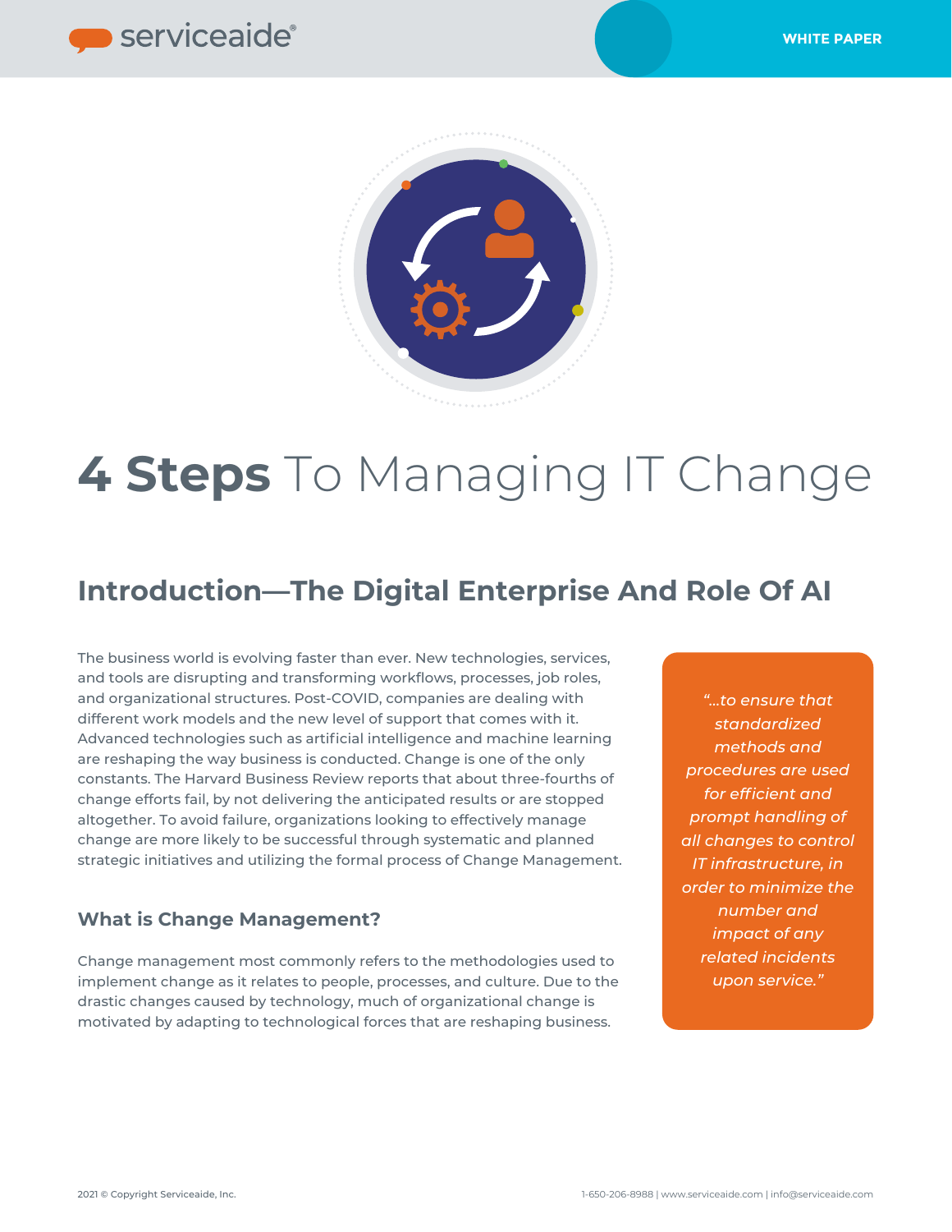# **4 Steps** To Managing IT Change

## Introduction—The Digital Enterprise And Role Of AI

The business world is evolving faster than ever. New technologies, services, and tools are disrupting and transforming workflows, processes, job roles, and organizational structures. Post-COVID, companies are dealing with different work models and the new level of support that comes with it. Advanced technologies such as artificial intelligence and machine learning are reshaping the way business is conducted. Change is one of the only constants. The Harvard Business Review reports that about three-fourths of change efforts fail, by not delivering the anticipated results or are stopped altogether. To avoid failure, organizations looking to effectively manage change are more likely to be successful through systematic and planned strategic initiatives and utilizing the formal process of Change Management.

> *"...to ensure that standardized methods and procedures are used for efficient and prompt handling of all changes to control IT infrastructure, in order to minimize the number and impact of any related incidents upon service."*

### What is Change Management?

Change management most commonly refers to the methodologies used to implement change as it relates to people, processes, and culture. Due to the drastic changes caused by technology, much of organizational change is motivated by adapting to technological forces that are reshaping business.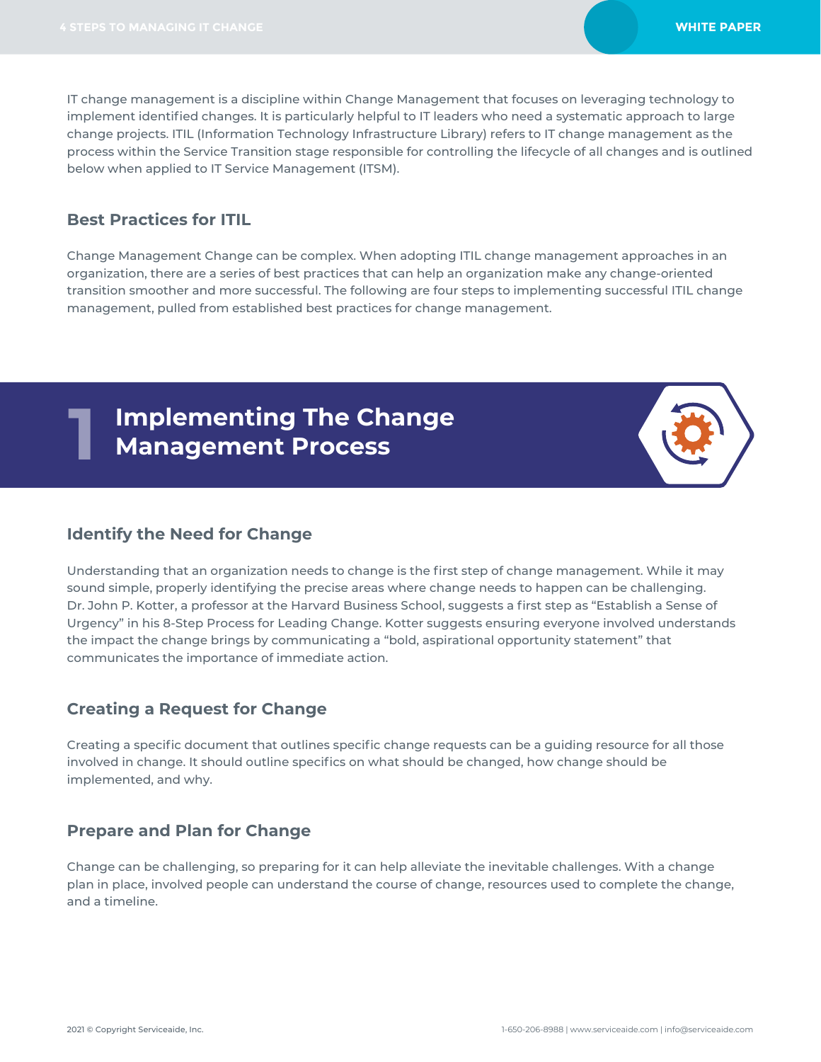IT change management is a discipline within Change Management that focuses on leveraging technology to implement identified changes. It is particularly helpful to IT leaders who need a systematic approach to large change projects. ITIL (Information Technology Infrastructure Library) refers to IT change management as the process within the Service Transition stage responsible for controlling the lifecycle of all changes and is outlined below when applied to IT Service Management (ITSM).

## Best Practices for ITIL

Change Management Change can be complex. When adopting ITIL change management approaches in an organization, there are a series of best practices that can help an organization make any change-oriented transition smoother and more successful. The following are four steps to implementing successful ITIL change management, pulled from established best practices for change management.

# 1 Implementing The Change Management Process

## Identify the Need for Change

Understanding that an organization needs to change is the first step of change management. While it may sound simple, properly identifying the precise areas where change needs to happen can be challenging. Dr. John P. Kotter, a professor at the Harvard Business School, suggests a first step as "Establish a Sense of Urgency" in his 8-Step Process for Leading Change. Kotter suggests ensuring everyone involved understands the impact the change brings by communicating a "bold, aspirational opportunity statement" that communicates the importance of immediate action.

## Creating a Request for Change

Creating a specific document that outlines specific change requests can be a guiding resource for all those involved in change. It should outline specifics on what should be changed, how change should be implemented, and why.

## Prepare and Plan for Change

Change can be challenging, so preparing for it can help alleviate the inevitable challenges. With a change plan in place, involved people can understand the course of change, resources used to complete the change, and a timeline.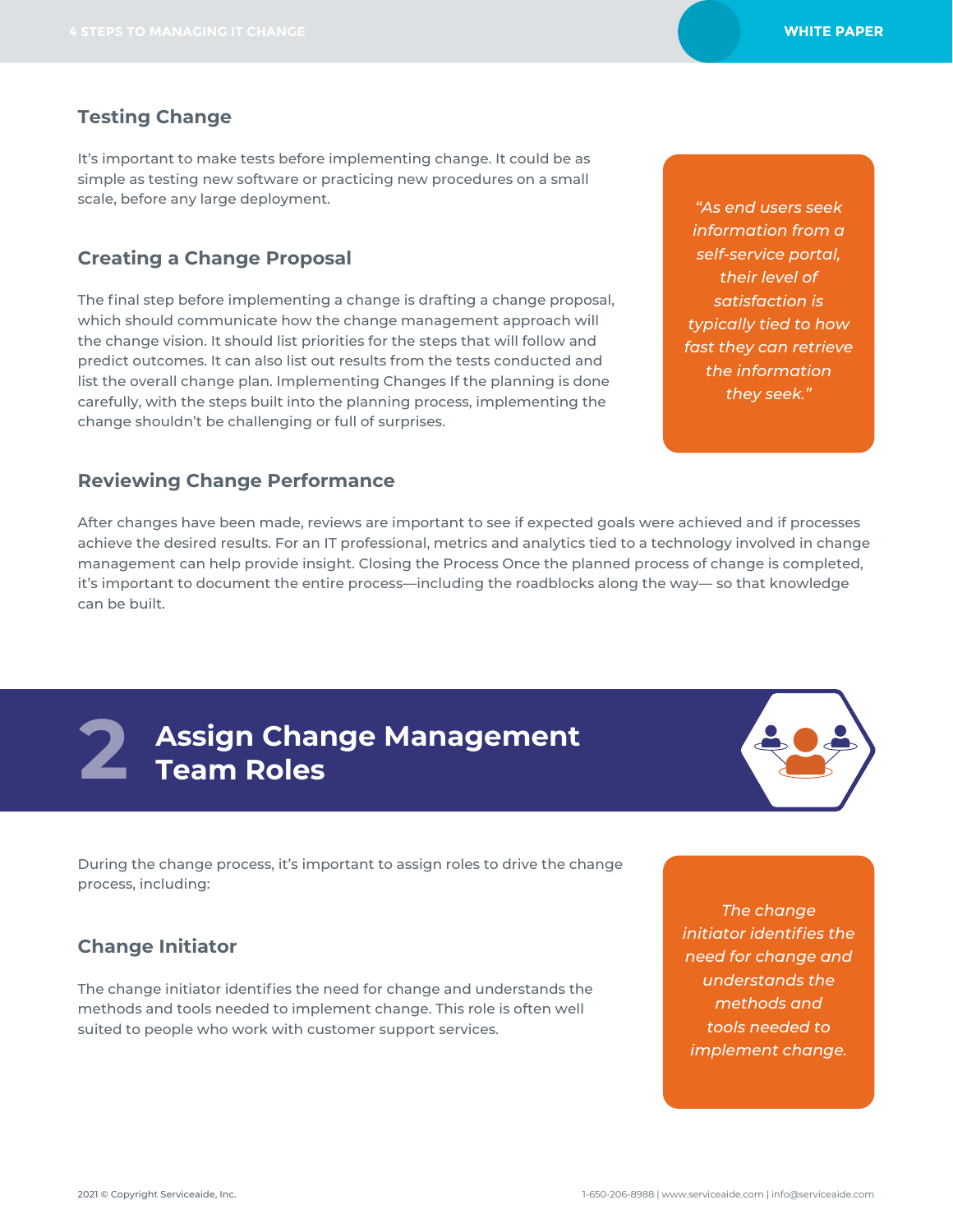### Testing Change

It's important to make tests before implementing change. It could be as simple as testing new software or practicing new procedures on a small scale, before any large deployment.

### Creating a Change Proposal

The final step before implementing a change is drafting a change proposal, which should communicate how the change management approach will the change vision. It should list priorities for the steps that will follow and predict outcomes. It can also list out results from the tests conducted and list the overall change plan. Implementing Changes If the planning is done carefully, with the steps built into the planning process, implementing the change shouldn't be challenging or full of surprises.

*"As end users seek information from a self-service portal, their level of satisfaction is typically tied to how fast they can retrieve the information they seek."*

### Reviewing Change Performance

After changes have been made, reviews are important to see if expected goals were achieved and if processes achieve the desired results. For an IT professional, metrics and analytics tied to a technology involved in change management can help provide insight. Closing the Process Once the planned process of change is completed, it's important to document the entire process—including the roadblocks along the way— so that knowledge can be built.

## 2 Assign Change Management Team Roles

During the change process, it's important to assign roles to drive the change process, including:

### Change Initiator

The change initiator identifies the need for change and understands the methods and tools needed to implement change. This role is often well suited to people who work with customer support services.

*The change initiator identifies the need for change and understands the methods and tools needed to implement change.*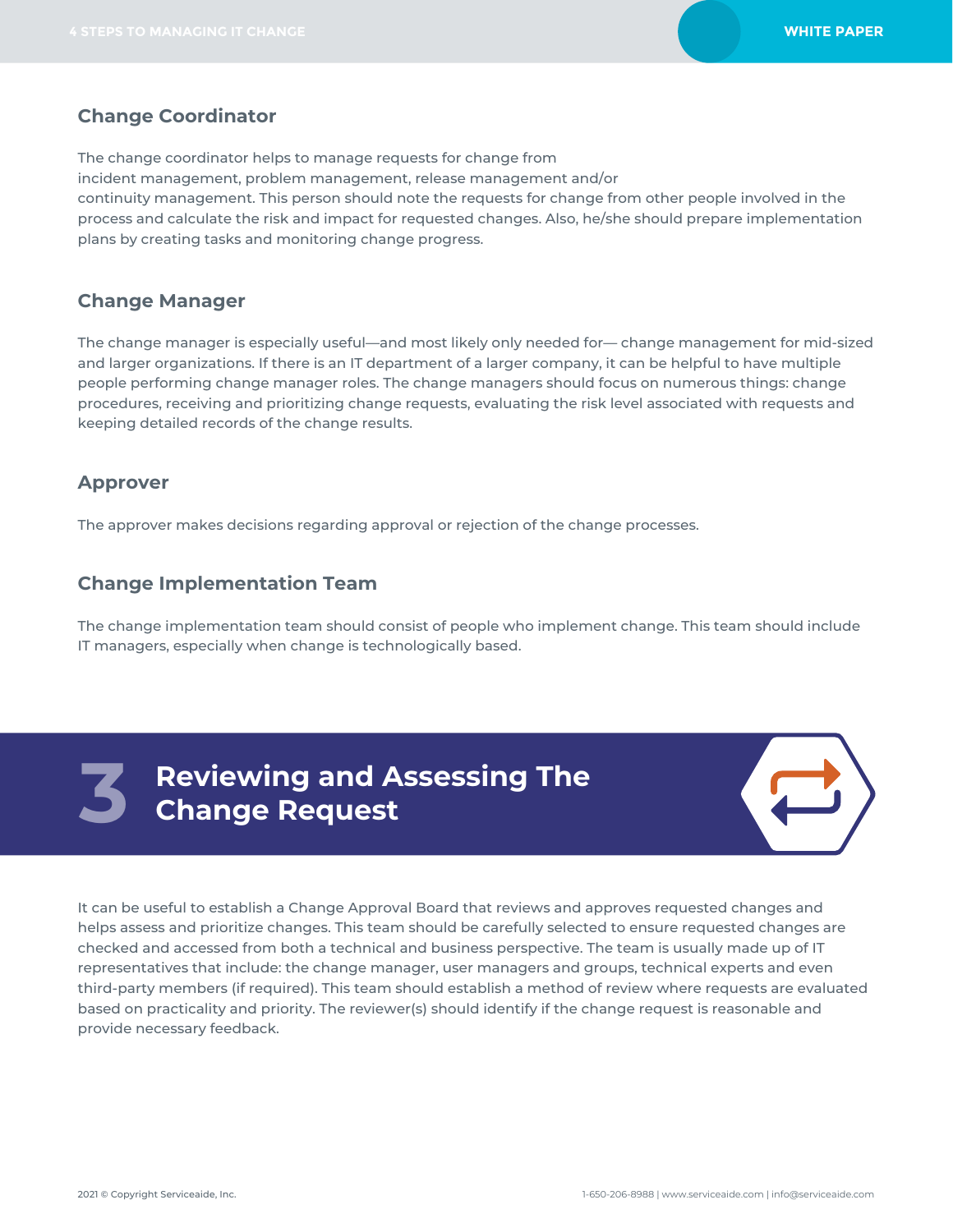### Change Coordinator

The change coordinator helps to manage requests for change from incident management, problem management, release management and/or continuity management. This person should note the requests for change from other people involved in the process and calculate the risk and impact for requested changes. Also, he/she should prepare implementation plans by creating tasks and monitoring change progress.

### Change Manager

The change manager is especially useful—and most likely only needed for— change management for mid-sized and larger organizations. If there is an IT department of a larger company, it can be helpful to have multiple people performing change manager roles. The change managers should focus on numerous things: change procedures, receiving and prioritizing change requests, evaluating the risk level associated with requests and keeping detailed records of the change results.

### Approver

The approver makes decisions regarding approval or rejection of the change processes.

### Change Implementation Team

The change implementation team should consist of people who implement change. This team should include IT managers, especially when change is technologically based.

## 3 Reviewing and Assessing The Change Request

It can be useful to establish a Change Approval Board that reviews and approves requested changes and helps assess and prioritize changes. This team should be carefully selected to ensure requested changes are checked and accessed from both a technical and business perspective. The team is usually made up of IT representatives that include: the change manager, user managers and groups, technical experts and even third-party members (if required). This team should establish a method of review where requests are evaluated based on practicality and priority. The reviewer(s) should identify if the change request is reasonable and provide necessary feedback.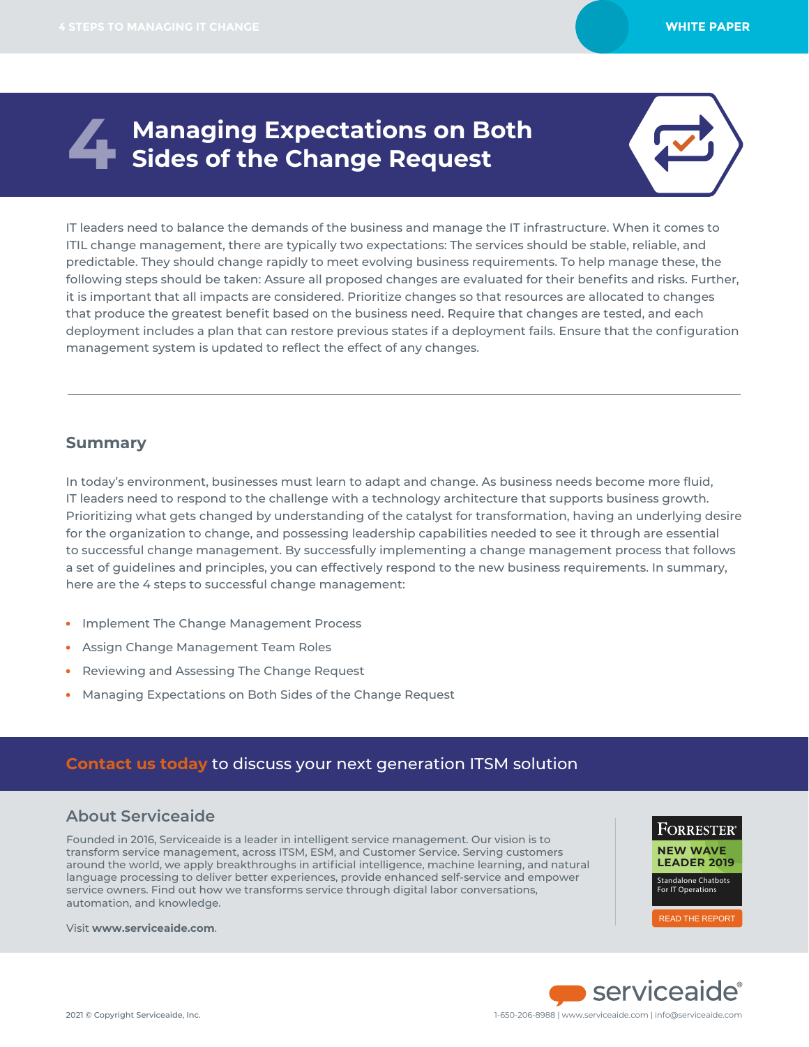# 4 Managing Expectations on Both Sides of the Change Request

IT leaders need to balance the demands of the business and manage the IT infrastructure. When it comes to ITIL change management, there are typically two expectations: The services should be stable, reliable, and predictable. They should change rapidly to meet evolving business requirements. To help manage these, the following steps should be taken: Assure all proposed changes are evaluated for their benefits and risks. Further, it is important that all impacts are considered. Prioritize changes so that resources are allocated to changes that produce the greatest benefit based on the business need. Require that changes are tested, and each deployment includes a plan that can restore previous states if a deployment fails. Ensure that the configuration management system is updated to reflect the effect of any changes.

---

## Summary

In today's environment, businesses must learn to adapt and change. As business needs become more fluid, IT leaders need to respond to the challenge with a technology architecture that supports business growth. Prioritizing what gets changed by understanding of the catalyst for transformation, having an underlying desire for the organization to change, and possessing leadership capabilities needed to see it through are essential to successful change management. By successfully implementing a change management process that follows a set of guidelines and principles, you can effectively respond to the new business requirements. In summary, here are the 4 steps to successful change management:

- Implement The Change Management Process
- Assign Change Management Team Roles
- Reviewing and Assessing The Change Request
- Managing Expectations on Both Sides of the Change Request

**Contact us today** to discuss your next generation ITSM solution

## About Serviceaide

Founded in 2016, Serviceaide is a leader in intelligent service management. Our vision is to transform service management, across ITSM, ESM, and Customer Service. Serving customers around the world, we apply breakthroughs in artificial intelligence, machine learning, and natural language processing to deliver better experiences, provide enhanced self-service and empower service owners. Find out how we transforms service through digital labor conversations, automation, and knowledge.

Visit **www.serviceaide.com**.

FORRESTER
NEW WAVE LEADER 2019
Standalone Chatbots For IT Operations
READ THE REPORT

serviceaide

2021 © Copyright Serviceaide, Inc.

1-650-206-8988 | www.serviceaide.com | info@serviceaide.com